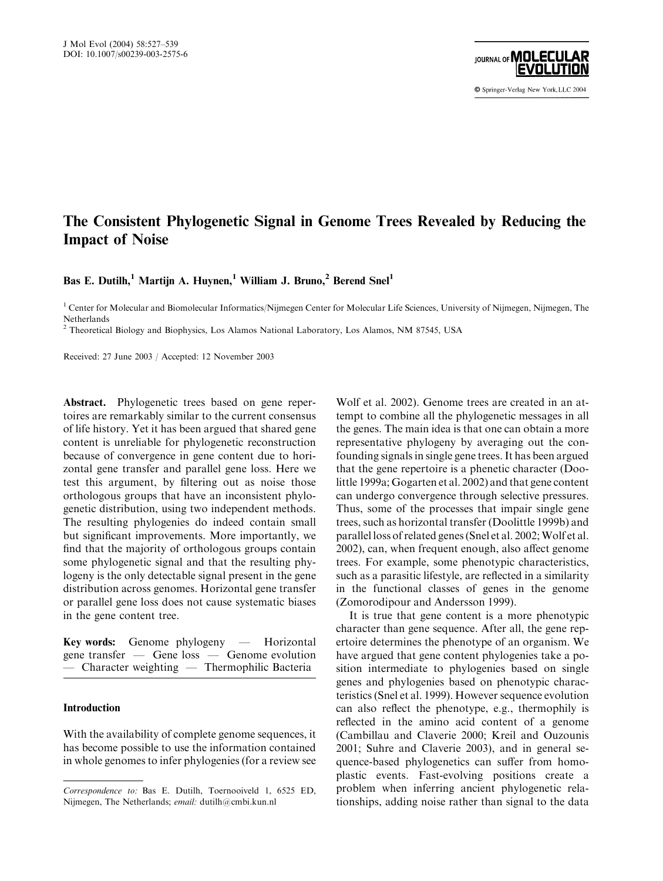# The Consistent Phylogenetic Signal in Genome Trees Revealed by Reducing the Impact of Noise

**Bas E. Dutilh,[1] Martijn A. Huynen,[1] William J. Bruno,[2] Berend Snel[1]**

[1] Center for Molecular and Biomolecular Informatics/Nijmegen Center for Molecular Life Sciences, University of Nijmegen, Nijmegen, The Netherlands

[2] Theoretical Biology and Biophysics, Los Alamos National Laboratory, Los Alamos, NM 87545, USA

Received: 27 June 2003 / Accepted: 12 November 2003

**Abstract.** Phylogenetic trees based on gene repertoires are remarkably similar to the current consensus of life history. Yet it has been argued that shared gene content is unreliable for phylogenetic reconstruction because of convergence in gene content due to horizontal gene transfer and parallel gene loss. Here we test this argument, by filtering out as noise those orthologous groups that have an inconsistent phylogenetic distribution, using two independent methods. The resulting phylogenies do indeed contain small but significant improvements. More importantly, we find that the majority of orthologous groups contain some phylogenetic signal and that the resulting phylogeny is the only detectable signal present in the gene distribution across genomes. Horizontal gene transfer or parallel gene loss does not cause systematic biases in the gene content tree.

**Key words:** Genome phylogeny — Horizontal gene transfer — Gene loss — Genome evolution — Character weighting — Thermophilic Bacteria

## Introduction

With the availability of complete genome sequences, it has become possible to use the information contained in whole genomes to infer phylogenies (for a review see Wolf et al. 2002). Genome trees are created in an attempt to combine all the phylogenetic messages in all the genes. The main idea is that one can obtain a more representative phylogeny by averaging out the confounding signals in single gene trees. It has been argued that the gene repertoire is a phenetic character (Doolittle 1999a; Gogarten et al. 2002) and that gene content can undergo convergence through selective pressures. Thus, some of the processes that impair single gene trees, such as horizontal transfer (Doolittle 1999b) and parallel loss of related genes (Snel et al. 2002; Wolf et al. 2002), can, when frequent enough, also affect genome trees. For example, some phenotypic characteristics, such as a parasitic lifestyle, are reflected in a similarity in the functional classes of genes in the genome (Zomorodipour and Andersson 1999).

It is true that gene content is a more phenotypic character than gene sequence. After all, the gene repertoire determines the phenotype of an organism. We have argued that gene content phylogenies take a position intermediate to phylogenies based on single genes and phylogenies based on phenotypic characteristics (Snel et al. 1999). However sequence evolution can also reflect the phenotype, e.g., thermophily is reflected in the amino acid content of a genome (Cambillau and Claverie 2000; Kreil and Ouzounis 2001; Suhre and Claverie 2003), and in general sequence-based phylogenetics can suffer from homoplastic events. Fast-evolving positions create a problem when inferring ancient phylogenetic relationships, adding noise rather than signal to the data

*Correspondence to:* Bas E. Dutilh, Toernooiveld 1, 6525 ED, Nijmegen, The Netherlands; *email:* dutilh@cmbi.kun.nl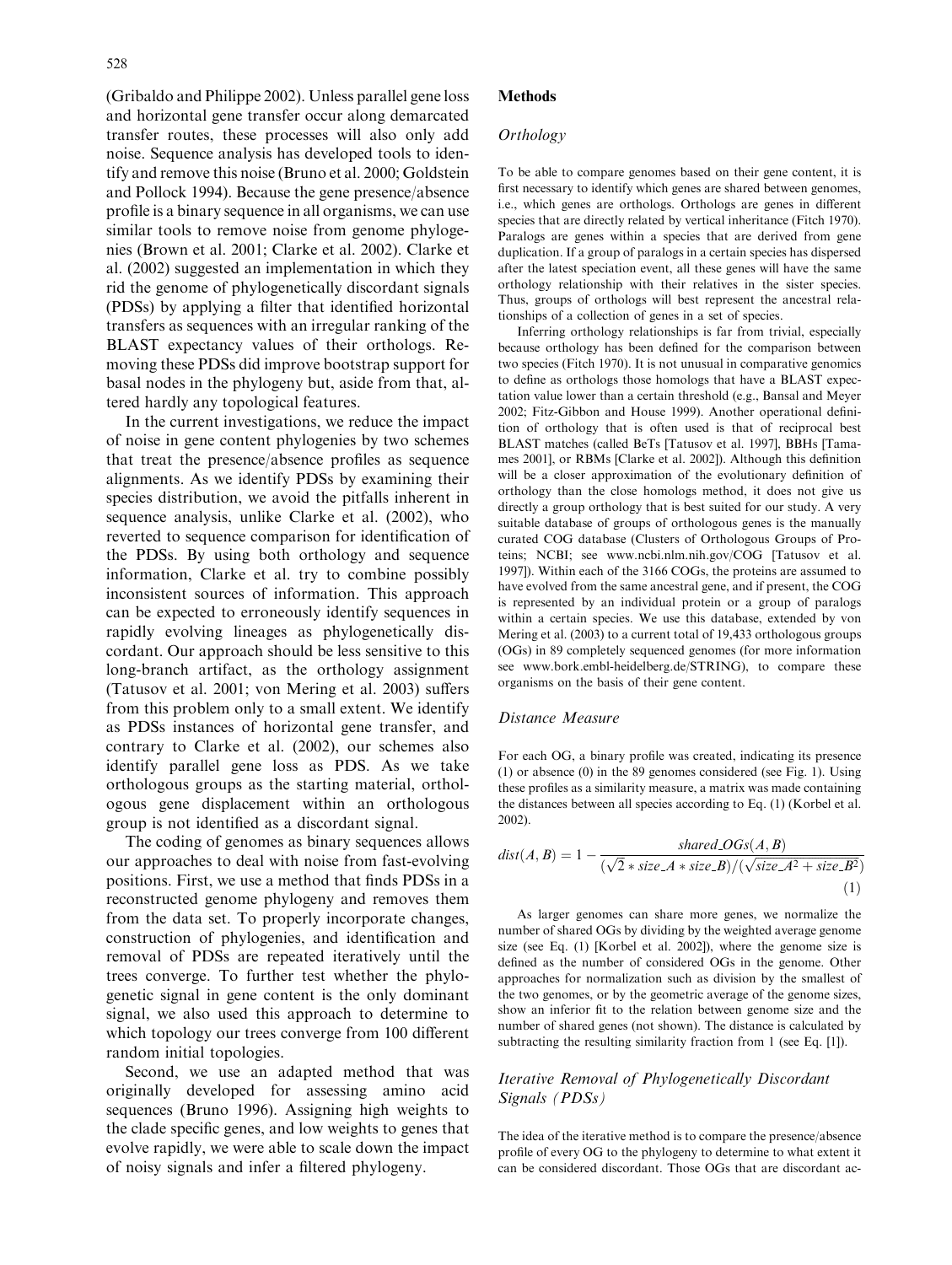(Gribaldo and Philippe 2002). Unless parallel gene loss and horizontal gene transfer occur along demarcated transfer routes, these processes will also only add noise. Sequence analysis has developed tools to identify and remove this noise (Bruno et al. 2000; Goldstein and Pollock 1994). Because the gene presence/absence profile is a binary sequence in all organisms, we can use similar tools to remove noise from genome phylogenies (Brown et al. 2001; Clarke et al. 2002). Clarke et al. (2002) suggested an implementation in which they rid the genome of phylogenetically discordant signals (PDSs) by applying a filter that identified horizontal transfers as sequences with an irregular ranking of the BLAST expectancy values of their orthologs. Removing these PDSs did improve bootstrap support for basal nodes in the phylogeny but, aside from that, altered hardly any topological features.

In the current investigations, we reduce the impact of noise in gene content phylogenies by two schemes that treat the presence/absence profiles as sequence alignments. As we identify PDSs by examining their species distribution, we avoid the pitfalls inherent in sequence analysis, unlike Clarke et al. (2002), who reverted to sequence comparison for identification of the PDSs. By using both orthology and sequence information, Clarke et al. try to combine possibly inconsistent sources of information. This approach can be expected to erroneously identify sequences in rapidly evolving lineages as phylogenetically discordant. Our approach should be less sensitive to this long-branch artifact, as the orthology assignment (Tatusov et al. 2001; von Mering et al. 2003) suffers from this problem only to a small extent. We identify as PDSs instances of horizontal gene transfer, and contrary to Clarke et al. (2002), our schemes also identify parallel gene loss as PDS. As we take orthologous groups as the starting material, orthologous gene displacement within an orthologous group is not identified as a discordant signal.

The coding of genomes as binary sequences allows our approaches to deal with noise from fast-evolving positions. First, we use a method that finds PDSs in a reconstructed genome phylogeny and removes them from the data set. To properly incorporate changes, construction of phylogenies, and identification and removal of PDSs are repeated iteratively until the trees converge. To further test whether the phylogenetic signal in gene content is the only dominant signal, we also used this approach to determine to which topology our trees converge from 100 different random initial topologies.

Second, we use an adapted method that was originally developed for assessing amino acid sequences (Bruno 1996). Assigning high weights to the clade specific genes, and low weights to genes that evolve rapidly, we were able to scale down the impact of noisy signals and infer a filtered phylogeny.

## Methods

### *Orthology*

To be able to compare genomes based on their gene content, it is first necessary to identify which genes are shared between genomes, i.e., which genes are orthologs. Orthologs are genes in different species that are directly related by vertical inheritance (Fitch 1970). Paralogs are genes within a species that are derived from gene duplication. If a group of paralogs in a certain species has dispersed after the latest speciation event, all these genes will have the same orthology relationship with their relatives in the sister species. Thus, groups of orthologs will best represent the ancestral relationships of a collection of genes in a set of species.

Inferring orthology relationships is far from trivial, especially because orthology has been defined for the comparison between two species (Fitch 1970). It is not unusual in comparative genomics to define as orthologs those homologs that have a BLAST expectation value lower than a certain threshold (e.g., Bansal and Meyer 2002; Fitz-Gibbon and House 1999). Another operational definition of orthology that is often used is that of reciprocal best BLAST matches (called BeTs [Tatusov et al. 1997], BBHs [Tamames 2001], or RBMs [Clarke et al. 2002]). Although this definition will be a closer approximation of the evolutionary definition of orthology than the close homologs method, it does not give us directly a group orthology that is best suited for our study. A very suitable database of groups of orthologous genes is the manually curated COG database (Clusters of Orthologous Groups of Proteins; NCBI; see www.ncbi.nlm.nih.gov/COG [Tatusov et al. 1997]). Within each of the 3166 COGs, the proteins are assumed to have evolved from the same ancestral gene, and if present, the COG is represented by an individual protein or a group of paralogs within a certain species. We use this database, extended by von Mering et al. (2003) to a current total of 19,433 orthologous groups (OGs) in 89 completely sequenced genomes (for more information see www.bork.embl-heidelberg.de/STRING), to compare these organisms on the basis of their gene content.

### *Distance Measure*

For each OG, a binary profile was created, indicating its presence (1) or absence (0) in the 89 genomes considered (see Fig. 1). Using these profiles as a similarity measure, a matrix was made containing the distances between all species according to Eq. (1) (Korbel et al. 2002).

$$dist(A,B) = 1 - \frac{shared\_OGs(A,B)}{(\sqrt{2} * size\_A * size\_B)/(\sqrt{size\_A^2 + size\_B^2})} \tag{1}$$

As larger genomes can share more genes, we normalize the number of shared OGs by dividing by the weighted average genome size (see Eq. (1) [Korbel et al. 2002]), where the genome size is defined as the number of considered OGs in the genome. Other approaches for normalization such as division by the smallest of the two genomes, or by the geometric average of the genome sizes, show an inferior fit to the relation between genome size and the number of shared genes (not shown). The distance is calculated by subtracting the resulting similarity fraction from 1 (see Eq. [1]).

### *Iterative Removal of Phylogenetically Discordant Signals (PDSs)*

The idea of the iterative method is to compare the presence/absence profile of every OG to the phylogeny to determine to what extent it can be considered discordant. Those OGs that are discordant ac-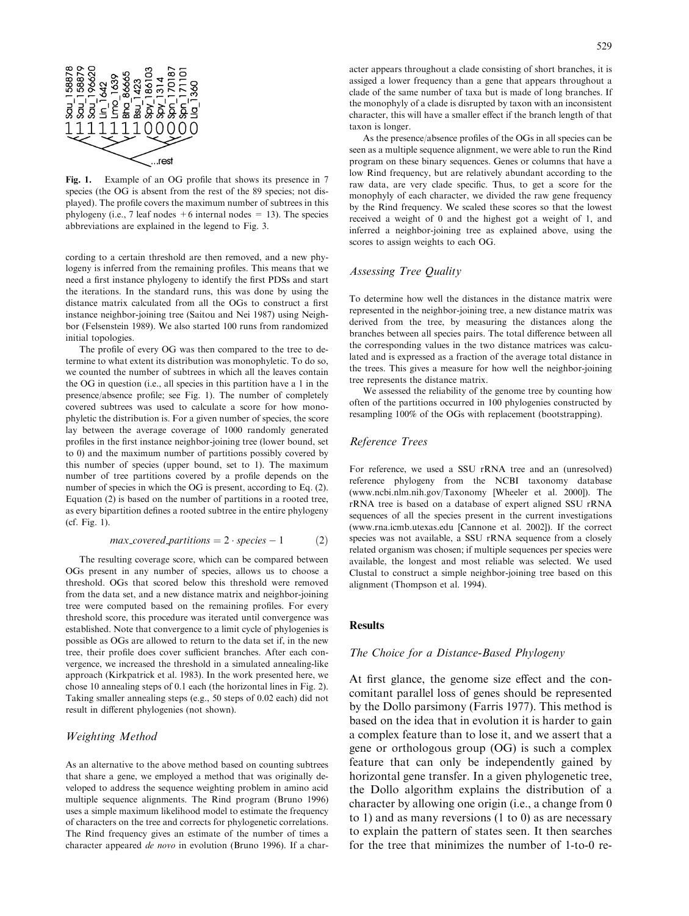Sau_158878 Sau_158879 Sau_196620 Lin_1642 Lmo_1639 Bha_86665 Bsu_1423 Spy_186103 Spy_1314 Spn_170187 Spn_171101 Lla_1360

1 1 1 1 1 1 1 0 0 0 0 0

...rest

**Fig. 1.** Example of an OG profile that shows its presence in 7 species (the OG is absent from the rest of the 89 species; not displayed). The profile covers the maximum number of subtrees in this phylogeny (i.e., 7 leaf nodes + 6 internal nodes = 13). The species abbreviations are explained in the legend to Fig. 3.

cording to a certain threshold are then removed, and a new phylogeny is inferred from the remaining profiles. This means that we need a first instance phylogeny to identify the first PDSs and start the iterations. In the standard runs, this was done by using the distance matrix calculated from all the OGs to construct a first instance neighbor-joining tree (Saitou and Nei 1987) using Neighbor (Felsenstein 1989). We also started 100 runs from randomized initial topologies.

The profile of every OG was then compared to the tree to determine to what extent its distribution was monophyletic. To do so, we counted the number of subtrees in which all the leaves contain the OG in question (i.e., all species in this partition have a 1 in the presence/absence profile; see Fig. 1). The number of completely covered subtrees was used to calculate a score for how monophyletic the distribution is. For a given number of species, the score lay between the average coverage of 1000 randomly generated profiles in the first instance neighbor-joining tree (lower bound, set to 0) and the maximum number of partitions possibly covered by this number of species (upper bound, set to 1). The maximum number of tree partitions covered by a profile depends on the number of species in which the OG is present, according to Eq. (2). Equation (2) is based on the number of partitions in a rooted tree, as every bipartition defines a rooted subtree in the entire phylogeny (cf. Fig. 1).

$$max\_covered\_partitions = 2 \cdot species - 1 \qquad (2)$$

The resulting coverage score, which can be compared between OGs present in any number of species, allows us to choose a threshold. OGs that scored below this threshold were removed from the data set, and a new distance matrix and neighbor-joining tree were computed based on the remaining profiles. For every threshold score, this procedure was iterated until convergence was established. Note that convergence to a limit cycle of phylogenies is possible as OGs are allowed to return to the data set if, in the new tree, their profile does cover sufficient branches. After each convergence, we increased the threshold in a simulated annealing-like approach (Kirkpatrick et al. 1983). In the work presented here, we chose 10 annealing steps of 0.1 each (the horizontal lines in Fig. 2). Taking smaller annealing steps (e.g., 50 steps of 0.02 each) did not result in different phylogenies (not shown).

### *Weighting Method*

As an alternative to the above method based on counting subtrees that share a gene, we employed a method that was originally developed to address the sequence weighting problem in amino acid multiple sequence alignments. The Rind program (Bruno 1996) uses a simple maximum likelihood model to estimate the frequency of characters on the tree and corrects for phylogenetic correlations. The Rind frequency gives an estimate of the number of times a character appeared *de novo* in evolution (Bruno 1996). If a character appears throughout a clade consisting of short branches, it is assiged a lower frequency than a gene that appears throughout a clade of the same number of taxa but is made of long branches. If the monophyly of a clade is disrupted by taxon with an inconsistent character, this will have a smaller effect if the branch length of that taxon is longer.

As the presence/absence profiles of the OGs in all species can be seen as a multiple sequence alignment, we were able to run the Rind program on these binary sequences. Genes or columns that have a low Rind frequency, but are relatively abundant according to the raw data, are very clade specific. Thus, to get a score for the monophyly of each character, we divided the raw gene frequency by the Rind frequency. We scaled these scores so that the lowest received a weight of 0 and the highest got a weight of 1, and inferred a neighbor-joining tree as explained above, using the scores to assign weights to each OG.

### *Assessing Tree Quality*

To determine how well the distances in the distance matrix were represented in the neighbor-joining tree, a new distance matrix was derived from the tree, by measuring the distances along the branches between all species pairs. The total difference between all the corresponding values in the two distance matrices was calculated and is expressed as a fraction of the average total distance in the trees. This gives a measure for how well the neighbor-joining tree represents the distance matrix.

We assessed the reliability of the genome tree by counting how often of the partitions occurred in 100 phylogenies constructed by resampling 100% of the OGs with replacement (bootstrapping).

### *Reference Trees*

For reference, we used a SSU rRNA tree and an (unresolved) reference phylogeny from the NCBI taxonomy database (www.ncbi.nlm.nih.gov/Taxonomy [Wheeler et al. 2000]). The rRNA tree is based on a database of expert aligned SSU rRNA sequences of all the species present in the current investigations (www.rna.icmb.utexas.edu [Cannone et al. 2002]). If the correct species was not available, a SSU rRNA sequence from a closely related organism was chosen; if multiple sequences per species were available, the longest and most reliable was selected. We used Clustal to construct a simple neighbor-joining tree based on this alignment (Thompson et al. 1994).

## **Results**

### *The Choice for a Distance-Based Phylogeny*

At first glance, the genome size effect and the concomitant parallel loss of genes should be represented by the Dollo parsimony (Farris 1977). This method is based on the idea that in evolution it is harder to gain a complex feature than to lose it, and we assert that a gene or orthologous group (OG) is such a complex feature that can only be independently gained by horizontal gene transfer. In a given phylogenetic tree, the Dollo algorithm explains the distribution of a character by allowing one origin (i.e., a change from 0 to 1) and as many reversions (1 to 0) as are necessary to explain the pattern of states seen. It then searches for the tree that minimizes the number of 1-to-0 re-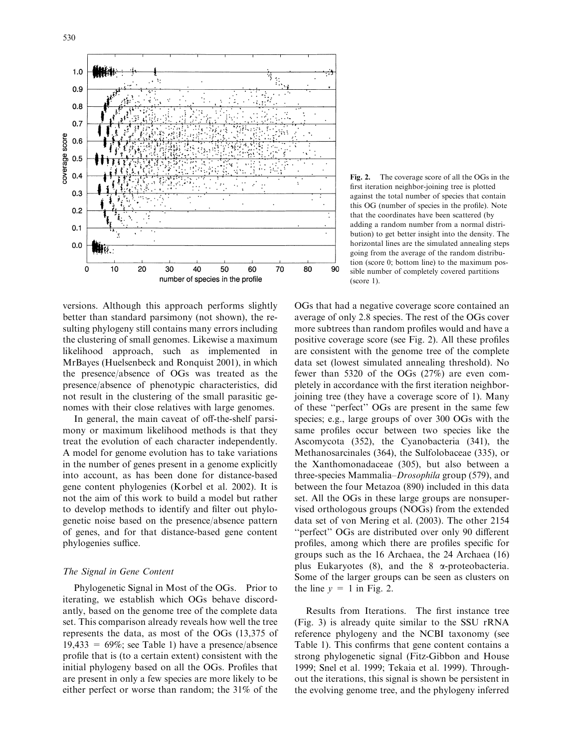Fig. 2. The coverage score of all the OGs in the first iteration neighbor-joining tree is plotted against the total number of species that contain this OG (number of species in the profile). Note that the coordinates have been scattered (by adding a random number from a normal distribution) to get better insight into the density. The horizontal lines are the simulated annealing steps going from the average of the random distribution (score 0; bottom line) to the maximum possible number of completely covered partitions (score 1).

versions. Although this approach performs slightly better than standard parsimony (not shown), the resulting phylogeny still contains many errors including the clustering of small genomes. Likewise a maximum likelihood approach, such as implemented in MrBayes (Huelsenbeck and Ronquist 2001), in which the presence/absence of OGs was treated as the presence/absence of phenotypic characteristics, did not result in the clustering of the small parasitic genomes with their close relatives with large genomes.

In general, the main caveat of off-the-shelf parsimony or maximum likelihood methods is that they treat the evolution of each character independently. A model for genome evolution has to take variations in the number of genes present in a genome explicitly into account, as has been done for distance-based gene content phylogenies (Korbel et al. 2002). It is not the aim of this work to build a model but rather to develop methods to identify and filter out phylogenetic noise based on the presence/absence pattern of genes, and for that distance-based gene content phylogenies suffice.

### *The Signal in Gene Content*

Phylogenetic Signal in Most of the OGs. Prior to iterating, we establish which OGs behave discordantly, based on the genome tree of the complete data set. This comparison already reveals how well the tree represents the data, as most of the OGs (13,375 of 19,433 = 69%; see Table 1) have a presence/absence profile that is (to a certain extent) consistent with the initial phylogeny based on all the OGs. Profiles that are present in only a few species are more likely to be either perfect or worse than random; the 31% of the OGs that had a negative coverage score contained an average of only 2.8 species. The rest of the OGs cover more subtrees than random profiles would and have a positive coverage score (see Fig. 2). All these profiles are consistent with the genome tree of the complete data set (lowest simulated annealing threshold). No fewer than 5320 of the OGs (27%) are even completely in accordance with the first iteration neighbor-joining tree (they have a coverage score of 1). Many of these "perfect" OGs are present in the same few species; e.g., large groups of over 300 OGs with the same profiles occur between two species like the Ascomycota (352), the Cyanobacteria (341), the Methanosarcinales (364), the Sulfolobaceae (335), or the Xanthomonadaceae (305), but also between a three-species Mammalia–*Drosophila* group (579), and between the four Metazoa (890) included in this data set. All the OGs in these large groups are nonsupervised orthologous groups (NOGs) from the extended data set of von Mering et al. (2003). The other 2154 "perfect" OGs are distributed over only 90 different profiles, among which there are profiles specific for groups such as the 16 Archaea, the 24 Archaea (16) plus Eukaryotes (8), and the 8 α-proteobacteria. Some of the larger groups can be seen as clusters on the line $y = 1$ in Fig. 2.

Results from Iterations. The first instance tree (Fig. 3) is already quite similar to the SSU rRNA reference phylogeny and the NCBI taxonomy (see Table 1). This confirms that gene content contains a strong phylogenetic signal (Fitz-Gibbon and House 1999; Snel et al. 1999; Tekaia et al. 1999). Throughout the iterations, this signal is shown be persistent in the evolving genome tree, and the phylogeny inferred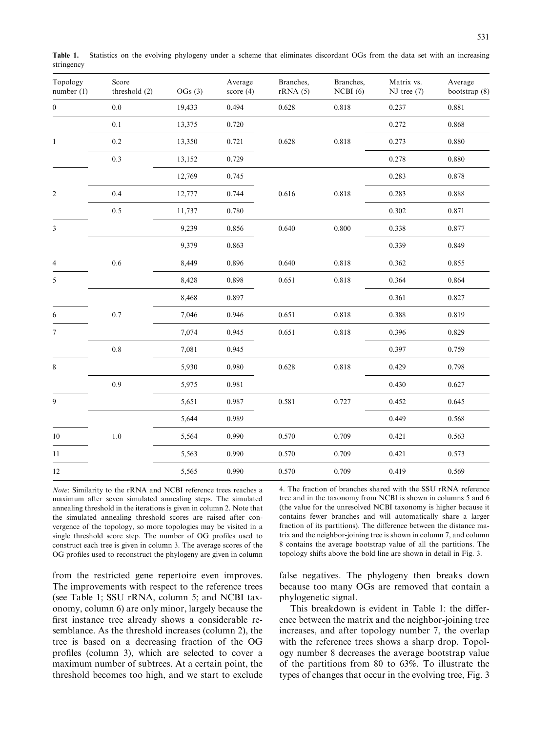**Table 1.** Statistics on the evolving phylogeny under a scheme that eliminates discordant OGs from the data set with an increasing stringency

| Topology number (1) | Score threshold (2) | OGs (3) | Average score (4) | Branches, rRNA (5) | Branches, NCBI (6) | Matrix vs. NJ tree (7) | Average bootstrap (8) |
|---|---|---|---|---|---|---|---|
| 0 | 0.0 | 19,433 | 0.494 | 0.628 | 0.818 | 0.237 | 0.881 |
| 1 | 0.1 | 13,375 | 0.720 | 0.628 | 0.818 | 0.272 | 0.868 |
| | 0.2 | 13,350 | 0.721 | | | 0.273 | 0.880 |
| | 0.3 | 13,152 | 0.729 | | | 0.278 | 0.880 |
| 2 | | 12,769 | 0.745 | 0.616 | 0.818 | 0.283 | 0.878 |
| | 0.4 | 12,777 | 0.744 | | | 0.283 | 0.888 |
| | 0.5 | 11,737 | 0.780 | | | 0.302 | 0.871 |
| 3 | | 9,239 | 0.856 | 0.640 | 0.800 | 0.338 | 0.877 |
| | 0.6 | 9,379 | 0.863 | | | 0.339 | 0.849 |
| 4 | | 8,449 | 0.896 | 0.640 | 0.818 | 0.362 | 0.855 |
| 5 | | 8,428 | 0.898 | 0.651 | 0.818 | 0.364 | 0.864 |
| | 0.7 | 8,468 | 0.897 | | | 0.361 | 0.827 |
| 6 | | 7,046 | 0.946 | 0.651 | 0.818 | 0.388 | 0.819 |
| 7 | | 7,074 | 0.945 | 0.651 | 0.818 | 0.396 | 0.829 |
| | 0.8 | 7,081 | 0.945 | | | 0.397 | 0.759 |
| 8 | | 5,930 | 0.980 | 0.628 | 0.818 | 0.429 | 0.798 |
| | 0.9 | 5,975 | 0.981 | | | 0.430 | 0.627 |
| 9 | | 5,651 | 0.987 | 0.581 | 0.727 | 0.452 | 0.645 |
| | 1.0 | 5,644 | 0.989 | | | 0.449 | 0.568 |
| 10 | | 5,564 | 0.990 | 0.570 | 0.709 | 0.421 | 0.563 |
| 11 | | 5,563 | 0.990 | 0.570 | 0.709 | 0.421 | 0.573 |
| 12 | | 5,565 | 0.990 | 0.570 | 0.709 | 0.419 | 0.569 |

*Note*: Similarity to the rRNA and NCBI reference trees reaches a maximum after seven simulated annealing steps. The simulated annealing threshold in the iterations is given in column 2. Note that the simulated annealing threshold scores are raised after convergence of the topology, so more topologies may be visited in a single threshold score step. The number of OG profiles used to construct each tree is given in column 3. The average scores of the OG profiles used to reconstruct the phylogeny are given in column 4. The fraction of branches shared with the SSU rRNA reference tree and in the taxonomy from NCBI is shown in columns 5 and 6 (the value for the unresolved NCBI taxonomy is higher because it contains fewer branches and will automatically share a larger fraction of its partitions). The difference between the distance matrix and the neighbor-joining tree is shown in column 7, and column 8 contains the average bootstrap value of all the partitions. The topology shifts above the bold line are shown in detail in Fig. 3.

from the restricted gene repertoire even improves. The improvements with respect to the reference trees (see Table 1; SSU rRNA, column 5; and NCBI taxonomy, column 6) are only minor, largely because the first instance tree already shows a considerable resemblance. As the threshold increases (column 2), the tree is based on a decreasing fraction of the OG profiles (column 3), which are selected to cover a maximum number of subtrees. At a certain point, the threshold becomes too high, and we start to exclude false negatives. The phylogeny then breaks down because too many OGs are removed that contain a phylogenetic signal.

This breakdown is evident in Table 1: the difference between the matrix and the neighbor-joining tree increases, and after topology number 7, the overlap with the reference trees shows a sharp drop. Topology number 8 decreases the average bootstrap value of the partitions from 80 to 63%. To illustrate the types of changes that occur in the evolving tree, Fig. 3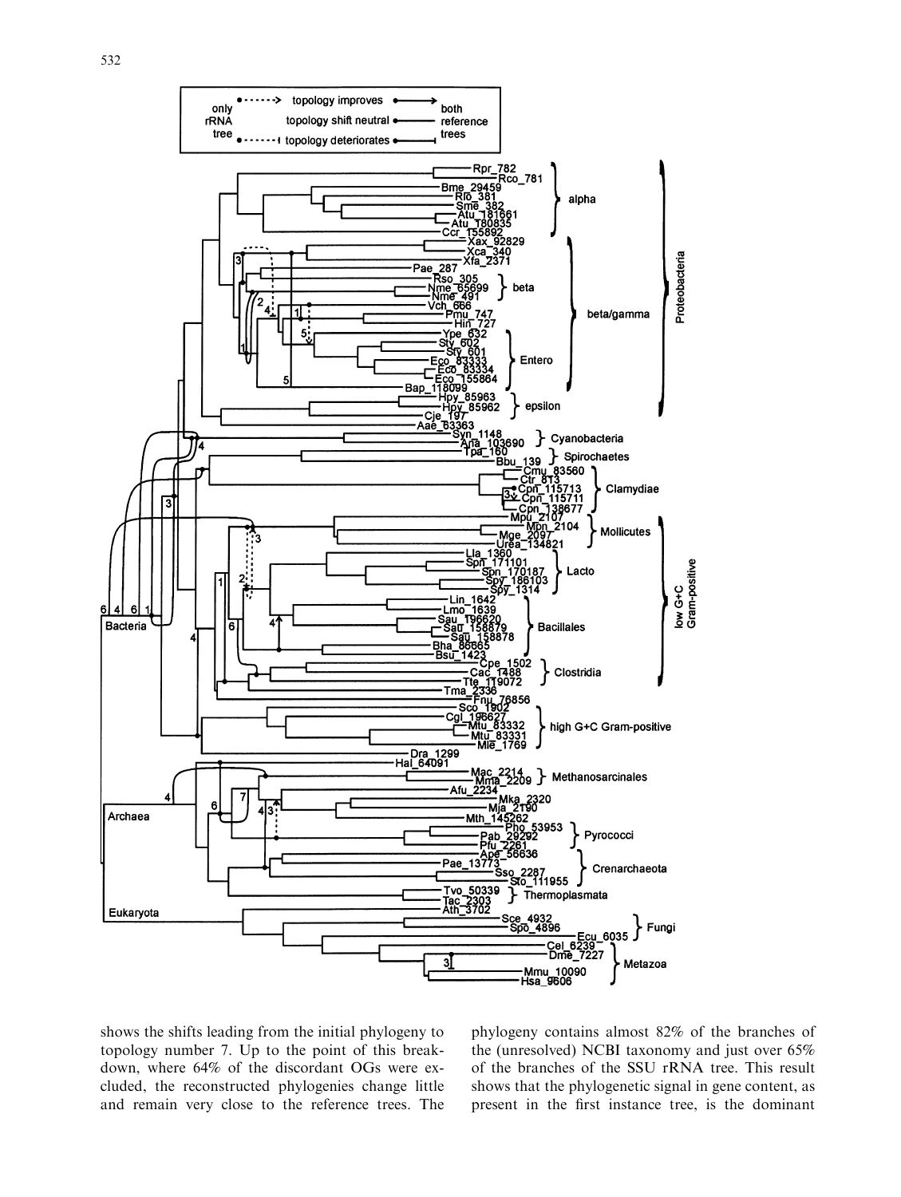shows the shifts leading from the initial phylogeny to topology number 7. Up to the point of this breakdown, where 64% of the discordant OGs were excluded, the reconstructed phylogenies change little and remain very close to the reference trees. The phylogeny contains almost 82% of the branches of the (unresolved) NCBI taxonomy and just over 65% of the branches of the SSU rRNA tree. This result shows that the phylogenetic signal in gene content, as present in the first instance tree, is the dominant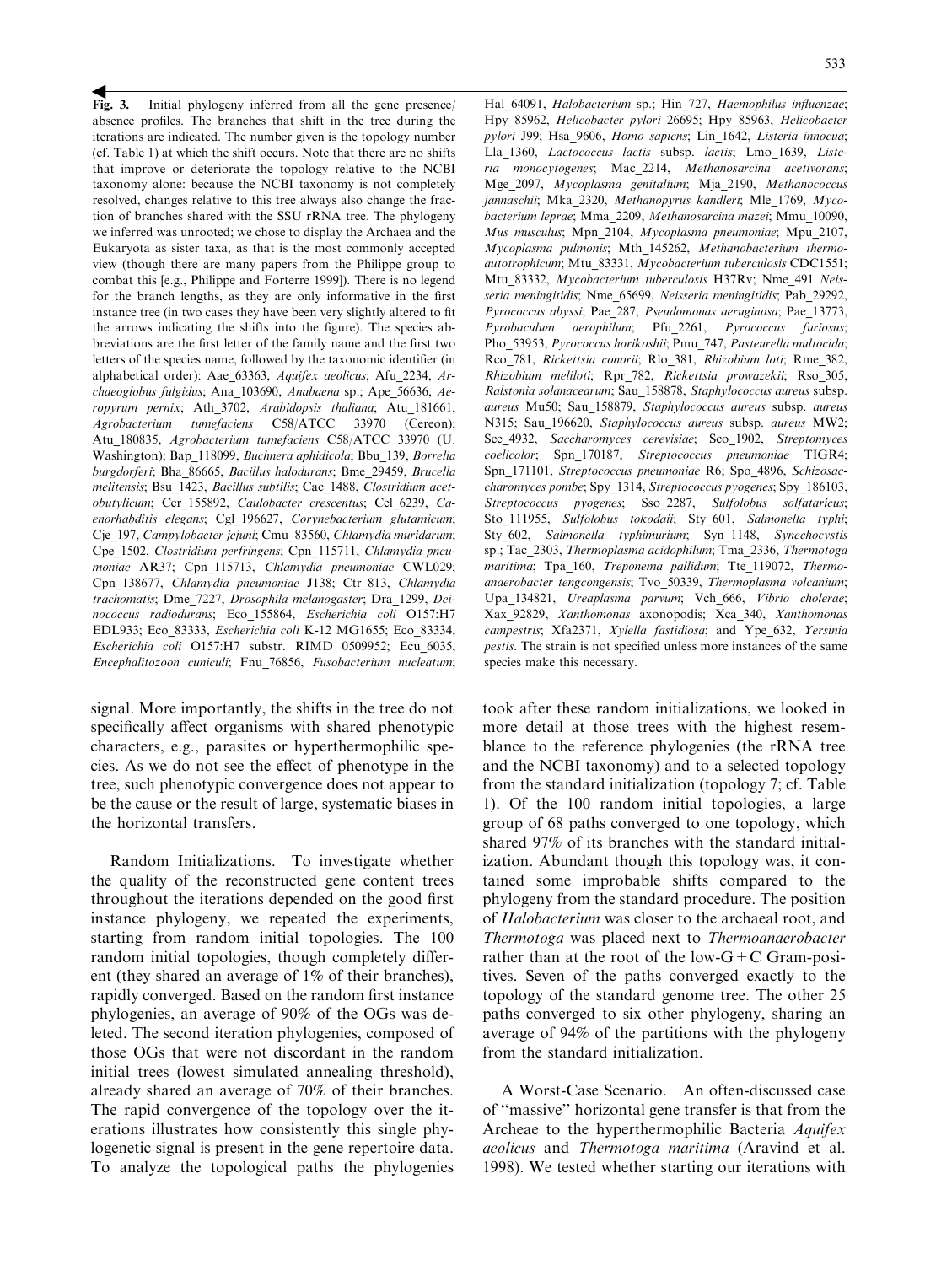◀ **Fig. 3.** Initial phylogeny inferred from all the gene presence/absence profiles. The branches that shift in the tree during the iterations are indicated. The number given is the topology number (cf. Table 1) at which the shift occurs. Note that there are no shifts that improve or deteriorate the topology relative to the NCBI taxonomy alone: because the NCBI taxonomy is not completely resolved, changes relative to this tree always also change the fraction of branches shared with the SSU rRNA tree. The phylogeny we inferred was unrooted; we chose to display the Archaea and the Eukaryota as sister taxa, as that is the most commonly accepted view (though there are many papers from the Philippe group to combat this [e.g., Philippe and Forterre 1999]). There is no legend for the branch lengths, as they are only informative in the first instance tree (in two cases they have been very slightly altered to fit the arrows indicating the shifts into the figure). The species abbreviations are the first letter of the family name and the first two letters of the species name, followed by the taxonomic identifier (in alphabetical order): Aae_63363, *Aquifex aeolicus*; Afu_2234, *Archaeoglobus fulgidus*; Ana_103690, *Anabaena* sp.; Ape_56636, *Aeropyrum pernix*; Ath_3702, *Arabidopsis thaliana*; Atu_181661, *Agrobacterium tumefaciens* C58/ATCC 33970 (Cereon); Atu_180835, *Agrobacterium tumefaciens* C58/ATCC 33970 (U. Washington); Bap_118099, *Buchnera aphidicola*; Bbu_139, *Borrelia burgdorferi*; Bha_86665, *Bacillus halodurans*; Bme_29459, *Brucella melitensis*; Bsu_1423, *Bacillus subtilis*; Cac_1488, *Clostridium acetobutylicum*; Ccr_155892, *Caulobacter crescentus*; Cel_6239, *Caenorhabditis elegans*; Cgl_196627, *Corynebacterium glutamicum*; Cje_197, *Campylobacter jejuni*; Cmu_83560, *Chlamydia muridarum*; Cpe_1502, *Clostridium perfringens*; Cpn_115711, *Chlamydia pneumoniae* AR37; Cpn_115713, *Chlamydia pneumoniae* CWL029; Cpn_138677, *Chlamydia pneumoniae* J138; Ctr_813, *Chlamydia trachomatis*; Dme_7227, *Drosophila melanogaster*; Dra_1299, *Deinococcus radiodurans*; Eco_155864, *Escherichia coli* O157:H7 EDL933; Eco_83333, *Escherichia coli* K-12 MG1655; Eco_83334, *Escherichia coli* O157:H7 substr. RIMD 0509952; Ecu_6035, *Encephalitozoon cuniculi*; Fnu_76856, *Fusobacterium nucleatum*; Hal_64091, *Halobacterium* sp.; Hin_727, *Haemophilus influenzae*; Hpy_85962, *Helicobacter pylori* 26695; Hpy_85963, *Helicobacter pylori* J99; Hsa_9606, *Homo sapiens*; Lin_1642, *Listeria innocua*; Lla_1360, *Lactococcus lactis* subsp. *lactis*; Lmo_1639, *Listeria monocytogenes*; Mac_2214, *Methanosarcina acetivorans*; Mge_2097, *Mycoplasma genitalium*; Mja_2190, *Methanococcus jannaschii*; Mka_2320, *Methanopyrus kandleri*; Mle_1769, *Mycobacterium leprae*; Mma_2209, *Methanosarcina mazei*; Mmu_10090, *Mus musculus*; Mpn_2104, *Mycoplasma pneumoniae*; Mpu_2107, *Mycoplasma pulmonis*; Mth_145262, *Methanobacterium thermoautotrophicum*; Mtu_83331, *Mycobacterium tuberculosis* CDC1551; Mtu_83332, *Mycobacterium tuberculosis* H37Rv; Nme_491 *Neisseria meningitidis*; Nme_65699, *Neisseria meningitidis*; Pab_29292, *Pyrococcus abyssi*; Pae_287, *Pseudomonas aeruginosa*; Pae_13773, *Pyrobaculum aerophilum*; Pfu_2261, *Pyrococcus furiosus*; Pho_53953, *Pyrococcus horikoshii*; Pmu_747, *Pasteurella multocida*; Rco_781, *Rickettsia conorii*; Rlo_381, *Rhizobium loti*; Rme_382, *Rhizobium meliloti*; Rpr_782, *Rickettsia prowazekii*; Rso_305, *Ralstonia solanacearum*; Sau_158878, *Staphylococcus aureus* subsp. *aureus* Mu50; Sau_158879, *Staphylococcus aureus* subsp. *aureus* N315; Sau_196620, *Staphylococcus aureus* subsp. *aureus* MW2; Sce_4932, *Saccharomyces cerevisiae*; Sco_1902, *Streptomyces coelicolor*; Spn_170187, *Streptococcus pneumoniae* TIGR4; Spn_171101, *Streptococcus pneumoniae* R6; Spo_4896, *Schizosaccharomyces pombe*; Spy_1314, *Streptococcus pyogenes*; Spy_186103, *Streptococcus pyogenes*; Sso_2287, *Sulfolobus solfataricus*; Sto_111955, *Sulfolobus tokodaii*; Sty_601, *Salmonella typhi*; Sty_602, *Salmonella typhimurium*; Syn_1148, *Synechocystis* sp.; Tac_2303, *Thermoplasma acidophilum*; Tma_2336, *Thermotoga maritima*; Tpa_160, *Treponema pallidum*; Tte_119072, *Thermoanaerobacter tengcongensis*; Tvo_50339, *Thermoplasma volcanium*; Upa_134821, *Ureaplasma parvum*; Vch_666, *Vibrio cholerae*; Xax_92829, *Xanthomonas* axonopodis; Xca_340, *Xanthomonas campestris*; Xfa2371, *Xylella fastidiosa*; and Ype_632, *Yersinia pestis*. The strain is not specified unless more instances of the same species make this necessary.

signal. More importantly, the shifts in the tree do not specifically affect organisms with shared phenotypic characters, e.g., parasites or hyperthermophilic species. As we do not see the effect of phenotype in the tree, such phenotypic convergence does not appear to be the cause or the result of large, systematic biases in the horizontal transfers.

**Random Initializations.** To investigate whether the quality of the reconstructed gene content trees throughout the iterations depended on the good first instance phylogeny, we repeated the experiments, starting from random initial topologies. The 100 random initial topologies, though completely different (they shared an average of 1% of their branches), rapidly converged. Based on the random first instance phylogenies, an average of 90% of the OGs was deleted. The second iteration phylogenies, composed of those OGs that were not discordant in the random initial trees (lowest simulated annealing threshold), already shared an average of 70% of their branches. The rapid convergence of the topology over the iterations illustrates how consistently this single phylogenetic signal is present in the gene repertoire data. To analyze the topological paths the phylogenies took after these random initializations, we looked in more detail at those trees with the highest resemblance to the reference phylogenies (the rRNA tree and the NCBI taxonomy) and to a selected topology from the standard initialization (topology 7; cf. Table 1). Of the 100 random initial topologies, a large group of 68 paths converged to one topology, which shared 97% of its branches with the standard initialization. Abundant though this topology was, it contained some improbable shifts compared to the phylogeny from the standard procedure. The position of *Halobacterium* was closer to the archaeal root, and *Thermotoga* was placed next to *Thermoanaerobacter* rather than at the root of the low-G + C Gram-positives. Seven of the paths converged exactly to the topology of the standard genome tree. The other 25 paths converged to six other phylogeny, sharing an average of 94% of the partitions with the phylogeny from the standard initialization.

**A Worst-Case Scenario.** An often-discussed case of "massive" horizontal gene transfer is that from the Archeae to the hyperthermophilic Bacteria *Aquifex aeolicus* and *Thermotoga maritima* (Aravind et al. 1998). We tested whether starting our iterations with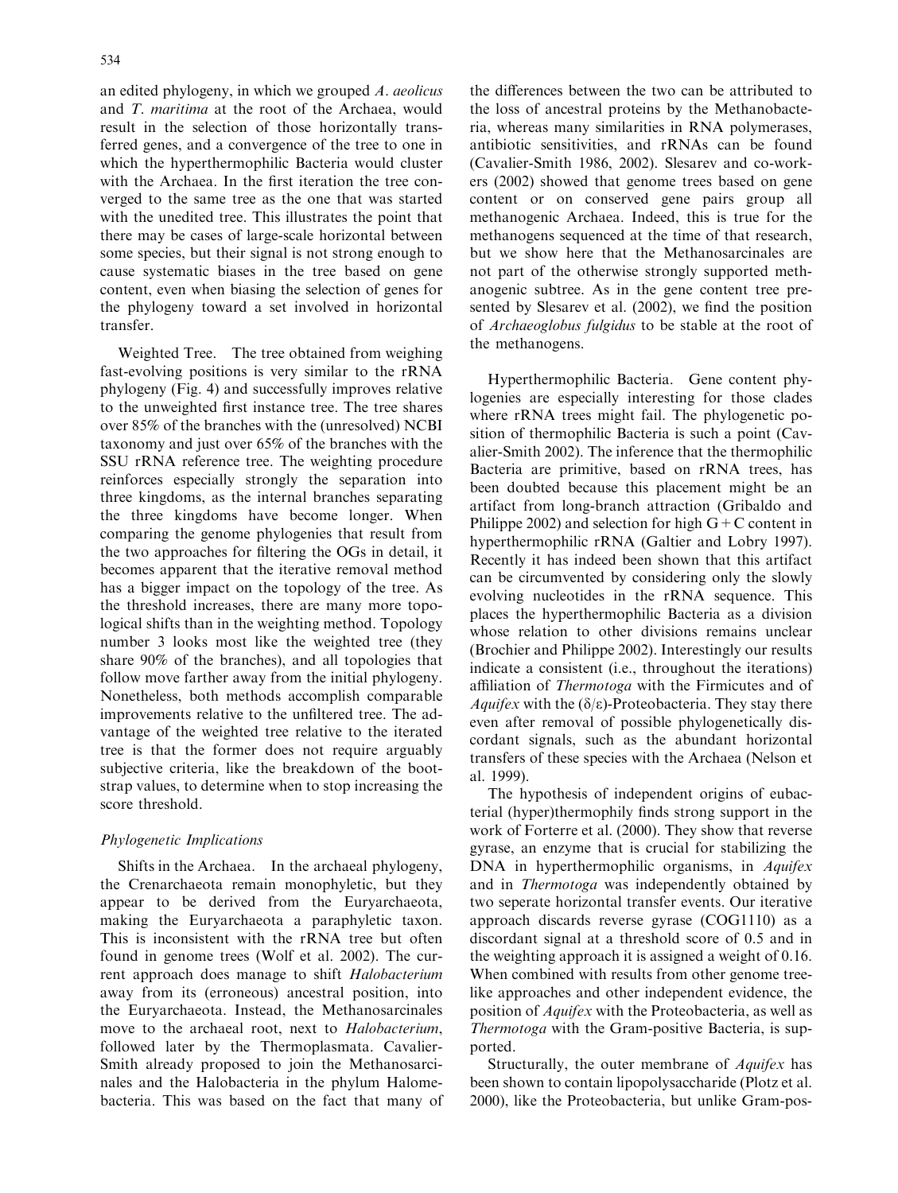an edited phylogeny, in which we grouped *A. aeolicus* and *T. maritima* at the root of the Archaea, would result in the selection of those horizontally transferred genes, and a convergence of the tree to one in which the hyperthermophilic Bacteria would cluster with the Archaea. In the first iteration the tree converged to the same tree as the one that was started with the unedited tree. This illustrates the point that there may be cases of large-scale horizontal between some species, but their signal is not strong enough to cause systematic biases in the tree based on gene content, even when biasing the selection of genes for the phylogeny toward a set involved in horizontal transfer.

Weighted Tree. The tree obtained from weighing fast-evolving positions is very similar to the rRNA phylogeny (Fig. 4) and successfully improves relative to the unweighted first instance tree. The tree shares over 85% of the branches with the (unresolved) NCBI taxonomy and just over 65% of the branches with the SSU rRNA reference tree. The weighting procedure reinforces especially strongly the separation into three kingdoms, as the internal branches separating the three kingdoms have become longer. When comparing the genome phylogenies that result from the two approaches for filtering the OGs in detail, it becomes apparent that the iterative removal method has a bigger impact on the topology of the tree. As the threshold increases, there are many more topological shifts than in the weighting method. Topology number 3 looks most like the weighted tree (they share 90% of the branches), and all topologies that follow move farther away from the initial phylogeny. Nonetheless, both methods accomplish comparable improvements relative to the unfiltered tree. The advantage of the weighted tree relative to the iterated tree is that the former does not require arguably subjective criteria, like the breakdown of the bootstrap values, to determine when to stop increasing the score threshold.

### *Phylogenetic Implications*

Shifts in the Archaea. In the archaeal phylogeny, the Crenarchaeota remain monophyletic, but they appear to be derived from the Euryarchaeota, making the Euryarchaeota a paraphyletic taxon. This is inconsistent with the rRNA tree but often found in genome trees (Wolf et al. 2002). The current approach does manage to shift *Halobacterium* away from its (erroneous) ancestral position, into the Euryarchaeota. Instead, the Methanosarcinales move to the archaeal root, next to *Halobacterium*, followed later by the Thermoplasmata. Cavalier-Smith already proposed to join the Methanosarcinales and the Halobacteria in the phylum Halomebacteria. This was based on the fact that many of the differences between the two can be attributed to the loss of ancestral proteins by the Methanobacteria, whereas many similarities in RNA polymerases, antibiotic sensitivities, and rRNAs can be found (Cavalier-Smith 1986, 2002). Slesarev and co-workers (2002) showed that genome trees based on gene content or on conserved gene pairs group all methanogenic Archaea. Indeed, this is true for the methanogens sequenced at the time of that research, but we show here that the Methanosarcinales are not part of the otherwise strongly supported methanogenic subtree. As in the gene content tree presented by Slesarev et al. (2002), we find the position of *Archaeoglobus fulgidus* to be stable at the root of the methanogens.

Hyperthermophilic Bacteria. Gene content phylogenies are especially interesting for those clades where rRNA trees might fail. The phylogenetic position of thermophilic Bacteria is such a point (Cavalier-Smith 2002). The inference that the thermophilic Bacteria are primitive, based on rRNA trees, has been doubted because this placement might be an artifact from long-branch attraction (Gribaldo and Philippe 2002) and selection for high G + C content in hyperthermophilic rRNA (Galtier and Lobry 1997). Recently it has indeed been shown that this artifact can be circumvented by considering only the slowly evolving nucleotides in the rRNA sequence. This places the hyperthermophilic Bacteria as a division whose relation to other divisions remains unclear (Brochier and Philippe 2002). Interestingly our results indicate a consistent (i.e., throughout the iterations) affiliation of *Thermotoga* with the Firmicutes and of *Aquifex* with the ($\delta/\varepsilon$)-Proteobacteria. They stay there even after removal of possible phylogenetically discordant signals, such as the abundant horizontal transfers of these species with the Archaea (Nelson et al. 1999).

The hypothesis of independent origins of eubacterial (hyper)thermophily finds strong support in the work of Forterre et al. (2000). They show that reverse gyrase, an enzyme that is crucial for stabilizing the DNA in hyperthermophilic organisms, in *Aquifex* and in *Thermotoga* was independently obtained by two seperate horizontal transfer events. Our iterative approach discards reverse gyrase (COG1110) as a discordant signal at a threshold score of 0.5 and in the weighting approach it is assigned a weight of 0.16. When combined with results from other genome tree-like approaches and other independent evidence, the position of *Aquifex* with the Proteobacteria, as well as *Thermotoga* with the Gram-positive Bacteria, is supported.

Structurally, the outer membrane of *Aquifex* has been shown to contain lipopolysaccharide (Plotz et al. 2000), like the Proteobacteria, but unlike Gram-pos-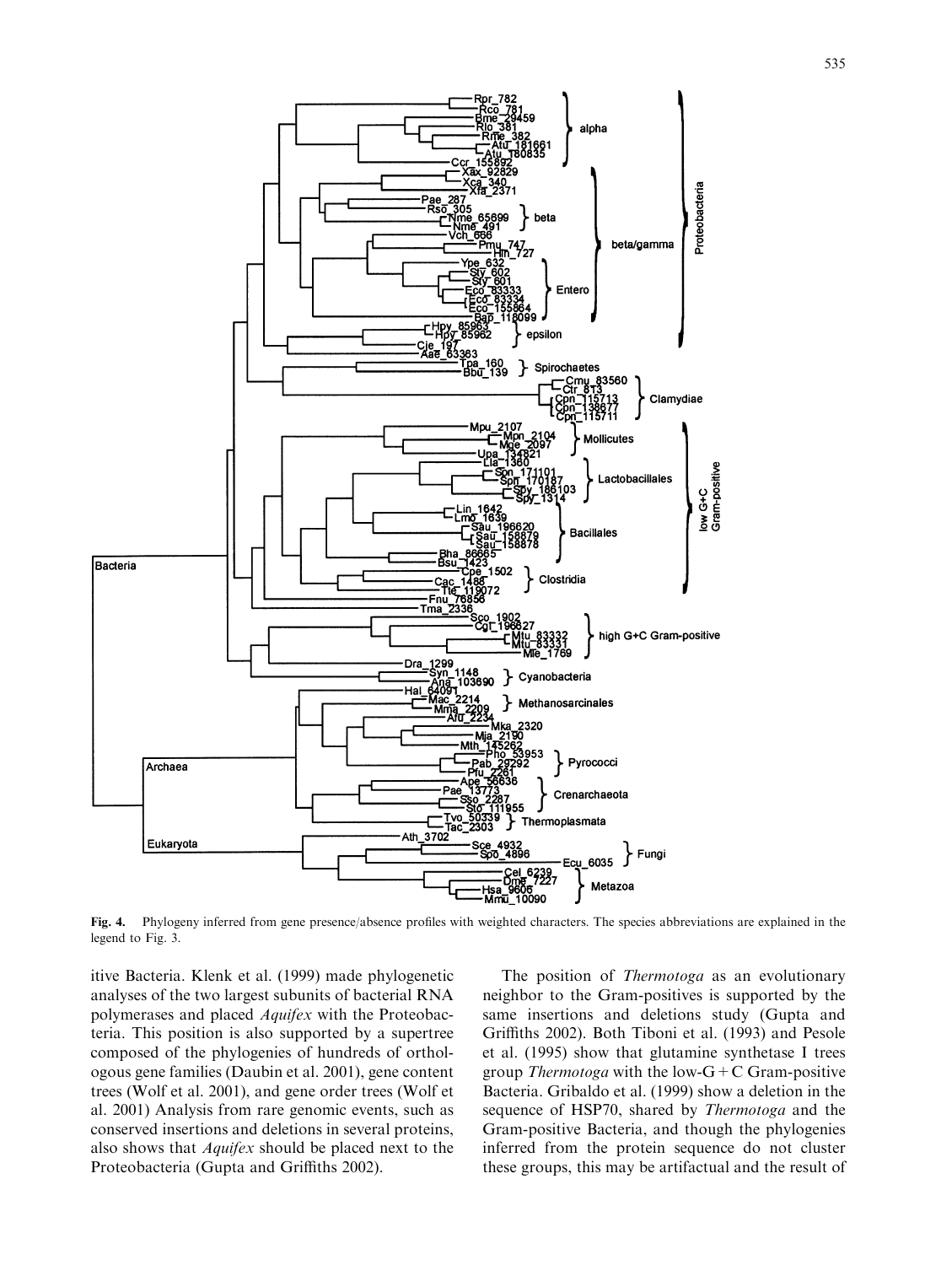Fig. 4. Phylogeny inferred from gene presence/absence profiles with weighted characters. The species abbreviations are explained in the legend to Fig. 3.

itive Bacteria. Klenk et al. (1999) made phylogenetic analyses of the two largest subunits of bacterial RNA polymerases and placed *Aquifex* with the Proteobacteria. This position is also supported by a supertree composed of the phylogenies of hundreds of orthologous gene families (Daubin et al. 2001), gene content trees (Wolf et al. 2001), and gene order trees (Wolf et al. 2001) Analysis from rare genomic events, such as conserved insertions and deletions in several proteins, also shows that *Aquifex* should be placed next to the Proteobacteria (Gupta and Griffiths 2002).

The position of *Thermotoga* as an evolutionary neighbor to the Gram-positives is supported by the same insertions and deletions study (Gupta and Griffiths 2002). Both Tiboni et al. (1993) and Pesole et al. (1995) show that glutamine synthetase I trees group *Thermotoga* with the low-G + C Gram-positive Bacteria. Gribaldo et al. (1999) show a deletion in the sequence of HSP70, shared by *Thermotoga* and the Gram-positive Bacteria, and though the phylogenies inferred from the protein sequence do not cluster these groups, this may be artifactual and the result of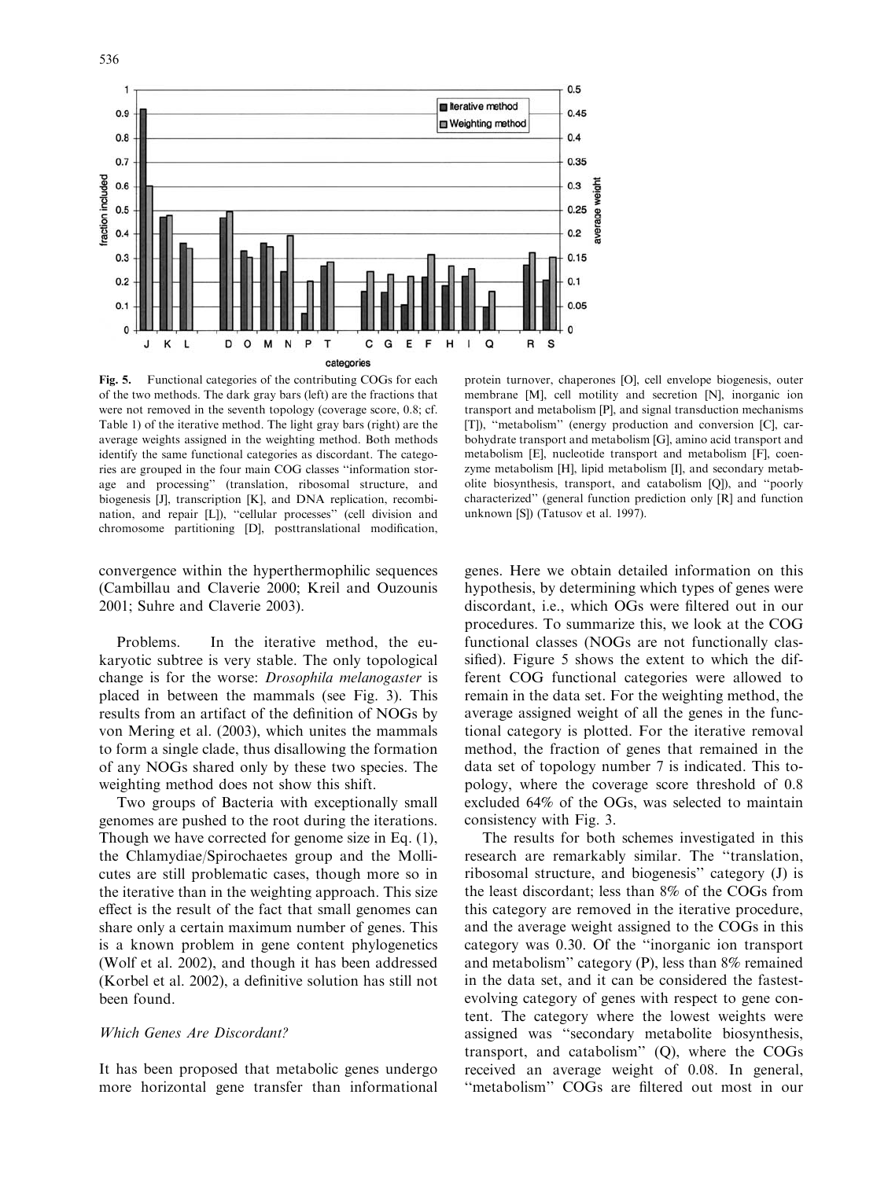**Fig. 5.** Functional categories of the contributing COGs for each of the two methods. The dark gray bars (left) are the fractions that were not removed in the seventh topology (coverage score, 0.8; cf. Table 1) of the iterative method. The light gray bars (right) are the average weights assigned in the weighting method. Both methods identify the same functional categories as discordant. The categories are grouped in the four main COG classes "information storage and processing" (translation, ribosomal structure, and biogenesis [J], transcription [K], and DNA replication, recombination, and repair [L]), "cellular processes" (cell division and chromosome partitioning [D], posttranslational modification, protein turnover, chaperones [O], cell envelope biogenesis, outer membrane [M], cell motility and secretion [N], inorganic ion transport and metabolism [P], and signal transduction mechanisms [T]), "metabolism" (energy production and conversion [C], carbohydrate transport and metabolism [G], amino acid transport and metabolism [E], nucleotide transport and metabolism [F], coenzyme metabolism [H], lipid metabolism [I], and secondary metabolite biosynthesis, transport, and catabolism [Q]), and "poorly characterized" (general function prediction only [R] and function unknown [S]) (Tatusov et al. 1997).

convergence within the hyperthermophilic sequences (Cambillau and Claverie 2000; Kreil and Ouzounis 2001; Suhre and Claverie 2003).

Problems. In the iterative method, the eukaryotic subtree is very stable. The only topological change is for the worse: *Drosophila melanogaster* is placed in between the mammals (see Fig. 3). This results from an artifact of the definition of NOGs by von Mering et al. (2003), which unites the mammals to form a single clade, thus disallowing the formation of any NOGs shared only by these two species. The weighting method does not show this shift.

Two groups of Bacteria with exceptionally small genomes are pushed to the root during the iterations. Though we have corrected for genome size in Eq. (1), the Chlamydiae/Spirochaetes group and the Mollicutes are still problematic cases, though more so in the iterative than in the weighting approach. This size effect is the result of the fact that small genomes can share only a certain maximum number of genes. This is a known problem in gene content phylogenetics (Wolf et al. 2002), and though it has been addressed (Korbel et al. 2002), a definitive solution has still not been found.

*Which Genes Are Discordant?*

It has been proposed that metabolic genes undergo more horizontal gene transfer than informational genes. Here we obtain detailed information on this hypothesis, by determining which types of genes were discordant, i.e., which OGs were filtered out in our procedures. To summarize this, we look at the COG functional classes (NOGs are not functionally classified). Figure 5 shows the extent to which the different COG functional categories were allowed to remain in the data set. For the weighting method, the average assigned weight of all the genes in the functional category is plotted. For the iterative removal method, the fraction of genes that remained in the data set of topology number 7 is indicated. This topology, where the coverage score threshold of 0.8 excluded 64% of the OGs, was selected to maintain consistency with Fig. 3.

The results for both schemes investigated in this research are remarkably similar. The "translation, ribosomal structure, and biogenesis" category (J) is the least discordant; less than 8% of the COGs from this category are removed in the iterative procedure, and the average weight assigned to the COGs in this category was 0.30. Of the "inorganic ion transport and metabolism" category (P), less than 8% remained in the data set, and it can be considered the fastest-evolving category of genes with respect to gene content. The category where the lowest weights were assigned was "secondary metabolite biosynthesis, transport, and catabolism" (Q), where the COGs received an average weight of 0.08. In general, "metabolism" COGs are filtered out most in our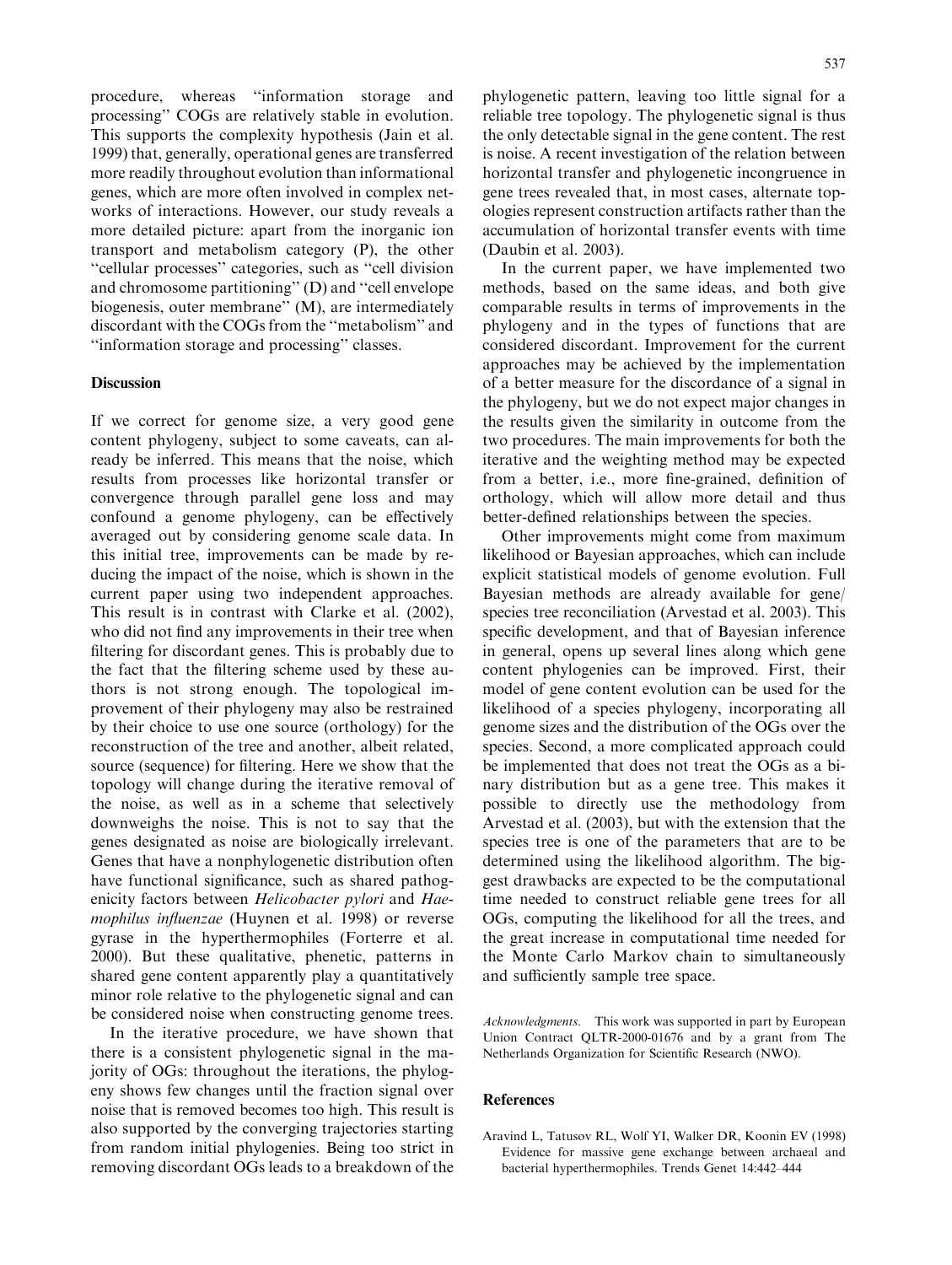procedure, whereas "information storage and processing" COGs are relatively stable in evolution. This supports the complexity hypothesis (Jain et al. 1999) that, generally, operational genes are transferred more readily throughout evolution than informational genes, which are more often involved in complex networks of interactions. However, our study reveals a more detailed picture: apart from the inorganic ion transport and metabolism category (P), the other "cellular processes" categories, such as "cell division and chromosome partitioning" (D) and "cell envelope biogenesis, outer membrane" (M), are intermediately discordant with the COGs from the "metabolism" and "information storage and processing" classes.

## Discussion

If we correct for genome size, a very good gene content phylogeny, subject to some caveats, can already be inferred. This means that the noise, which results from processes like horizontal transfer or convergence through parallel gene loss and may confound a genome phylogeny, can be effectively averaged out by considering genome scale data. In this initial tree, improvements can be made by reducing the impact of the noise, which is shown in the current paper using two independent approaches. This result is in contrast with Clarke et al. (2002), who did not find any improvements in their tree when filtering for discordant genes. This is probably due to the fact that the filtering scheme used by these authors is not strong enough. The topological improvement of their phylogeny may also be restrained by their choice to use one source (orthology) for the reconstruction of the tree and another, albeit related, source (sequence) for filtering. Here we show that the topology will change during the iterative removal of the noise, as well as in a scheme that selectively downweighs the noise. This is not to say that the genes designated as noise are biologically irrelevant. Genes that have a nonphylogenetic distribution often have functional significance, such as shared pathogenicity factors between *Helicobacter pylori* and *Haemophilus influenzae* (Huynen et al. 1998) or reverse gyrase in the hyperthermophiles (Forterre et al. 2000). But these qualitative, phenetic, patterns in shared gene content apparently play a quantitatively minor role relative to the phylogenetic signal and can be considered noise when constructing genome trees.

In the iterative procedure, we have shown that there is a consistent phylogenetic signal in the majority of OGs: throughout the iterations, the phylogeny shows few changes until the fraction signal over noise that is removed becomes too high. This result is also supported by the converging trajectories starting from random initial phylogenies. Being too strict in removing discordant OGs leads to a breakdown of the phylogenetic pattern, leaving too little signal for a reliable tree topology. The phylogenetic signal is thus the only detectable signal in the gene content. The rest is noise. A recent investigation of the relation between horizontal transfer and phylogenetic incongruence in gene trees revealed that, in most cases, alternate topologies represent construction artifacts rather than the accumulation of horizontal transfer events with time (Daubin et al. 2003).

In the current paper, we have implemented two methods, based on the same ideas, and both give comparable results in terms of improvements in the phylogeny and in the types of functions that are considered discordant. Improvement for the current approaches may be achieved by the implementation of a better measure for the discordance of a signal in the phylogeny, but we do not expect major changes in the results given the similarity in outcome from the two procedures. The main improvements for both the iterative and the weighting method may be expected from a better, i.e., more fine-grained, definition of orthology, which will allow more detail and thus better-defined relationships between the species.

Other improvements might come from maximum likelihood or Bayesian approaches, which can include explicit statistical models of genome evolution. Full Bayesian methods are already available for gene/species tree reconciliation (Arvestad et al. 2003). This specific development, and that of Bayesian inference in general, opens up several lines along which gene content phylogenies can be improved. First, their model of gene content evolution can be used for the likelihood of a species phylogeny, incorporating all genome sizes and the distribution of the OGs over the species. Second, a more complicated approach could be implemented that does not treat the OGs as a binary distribution but as a gene tree. This makes it possible to directly use the methodology from Arvestad et al. (2003), but with the extension that the species tree is one of the parameters that are to be determined using the likelihood algorithm. The biggest drawbacks are expected to be the computational time needed to construct reliable gene trees for all OGs, computing the likelihood for all the trees, and the great increase in computational time needed for the Monte Carlo Markov chain to simultaneously and sufficiently sample tree space.

*Acknowledgments.* This work was supported in part by European Union Contract QLTR-2000-01676 and by a grant from The Netherlands Organization for Scientific Research (NWO).

## References

Aravind L, Tatusov RL, Wolf YI, Walker DR, Koonin EV (1998) Evidence for massive gene exchange between archaeal and bacterial hyperthermophiles. Trends Genet 14:442–444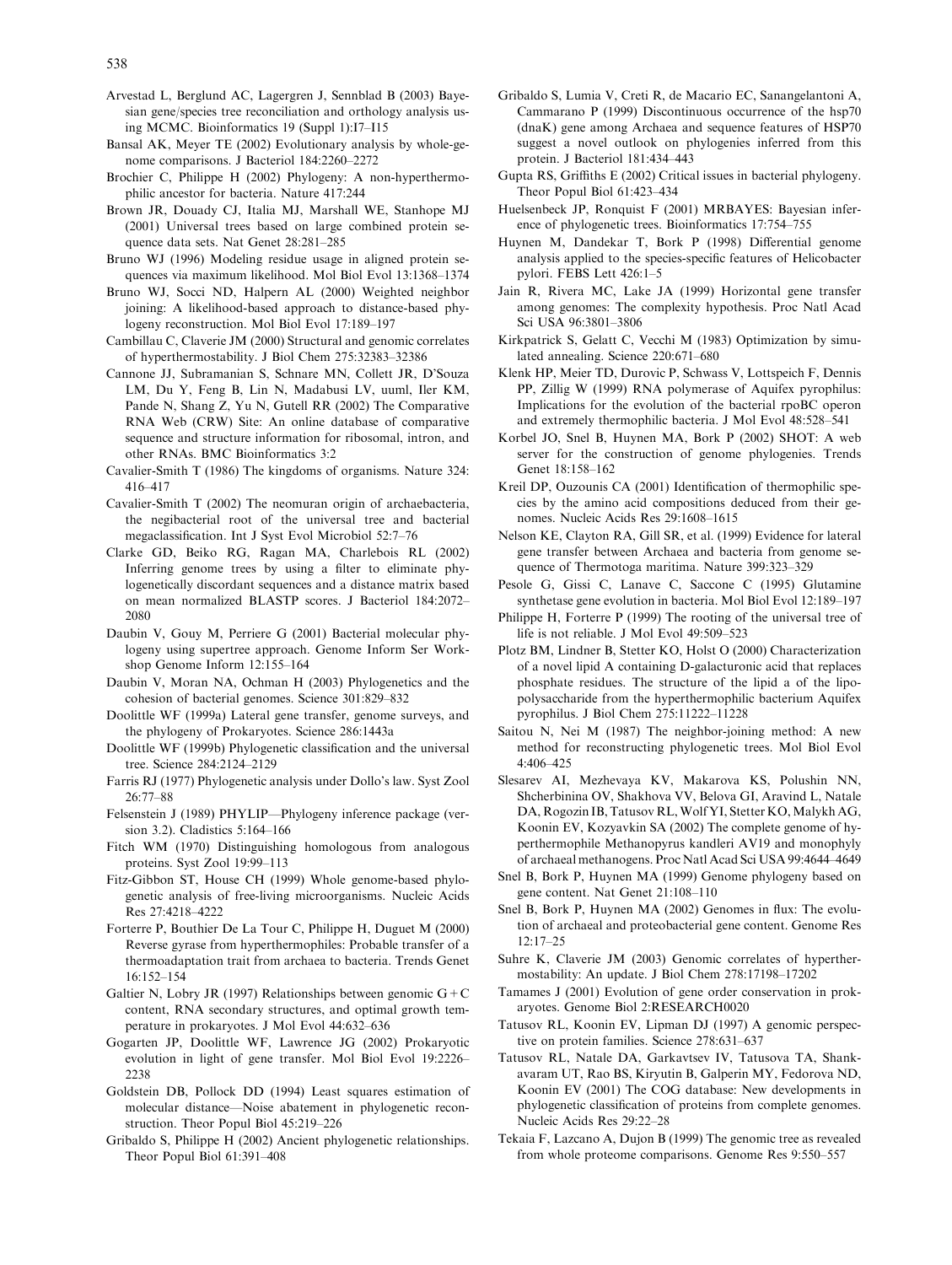Arvestad L, Berglund AC, Lagergren J, Sennblad B (2003) Bayesian gene/species tree reconciliation and orthology analysis using MCMC. Bioinformatics 19 (Suppl 1):I7–I15

Bansal AK, Meyer TE (2002) Evolutionary analysis by whole-genome comparisons. J Bacteriol 184:2260–2272

Brochier C, Philippe H (2002) Phylogeny: A non-hyperthermophilic ancestor for bacteria. Nature 417:244

Brown JR, Douady CJ, Italia MJ, Marshall WE, Stanhope MJ (2001) Universal trees based on large combined protein sequence data sets. Nat Genet 28:281–285

Bruno WJ (1996) Modeling residue usage in aligned protein sequences via maximum likelihood. Mol Biol Evol 13:1368–1374

Bruno WJ, Socci ND, Halpern AL (2000) Weighted neighbor joining: A likelihood-based approach to distance-based phylogeny reconstruction. Mol Biol Evol 17:189–197

Cambillau C, Claverie JM (2000) Structural and genomic correlates of hyperthermostability. J Biol Chem 275:32383–32386

Cannone JJ, Subramanian S, Schnare MN, Collett JR, D'Souza LM, Du Y, Feng B, Lin N, Madabusi LV, uuml, Iler KM, Pande N, Shang Z, Yu N, Gutell RR (2002) The Comparative RNA Web (CRW) Site: An online database of comparative sequence and structure information for ribosomal, intron, and other RNAs. BMC Bioinformatics 3:2

Cavalier-Smith T (1986) The kingdoms of organisms. Nature 324: 416–417

Cavalier-Smith T (2002) The neomuran origin of archaebacteria, the negibacterial root of the universal tree and bacterial megaclassification. Int J Syst Evol Microbiol 52:7–76

Clarke GD, Beiko RG, Ragan MA, Charlebois RL (2002) Inferring genome trees by using a filter to eliminate phylogenetically discordant sequences and a distance matrix based on mean normalized BLASTP scores. J Bacteriol 184:2072–2080

Daubin V, Gouy M, Perriere G (2001) Bacterial molecular phylogeny using supertree approach. Genome Inform Ser Workshop Genome Inform 12:155–164

Daubin V, Moran NA, Ochman H (2003) Phylogenetics and the cohesion of bacterial genomes. Science 301:829–832

Doolittle WF (1999a) Lateral gene transfer, genome surveys, and the phylogeny of Prokaryotes. Science 286:1443a

Doolittle WF (1999b) Phylogenetic classification and the universal tree. Science 284:2124–2129

Farris RJ (1977) Phylogenetic analysis under Dollo's law. Syst Zool 26:77–88

Felsenstein J (1989) PHYLIP—Phylogeny inference package (version 3.2). Cladistics 5:164–166

Fitch WM (1970) Distinguishing homologous from analogous proteins. Syst Zool 19:99–113

Fitz-Gibbon ST, House CH (1999) Whole genome-based phylogenetic analysis of free-living microorganisms. Nucleic Acids Res 27:4218–4222

Forterre P, Bouthier De La Tour C, Philippe H, Duguet M (2000) Reverse gyrase from hyperthermophiles: Probable transfer of a thermoadaptation trait from archaea to bacteria. Trends Genet 16:152–154

Galtier N, Lobry JR (1997) Relationships between genomic G + C content, RNA secondary structures, and optimal growth temperature in prokaryotes. J Mol Evol 44:632–636

Gogarten JP, Doolittle WF, Lawrence JG (2002) Prokaryotic evolution in light of gene transfer. Mol Biol Evol 19:2226–2238

Goldstein DB, Pollock DD (1994) Least squares estimation of molecular distance—Noise abatement in phylogenetic reconstruction. Theor Popul Biol 45:219–226

Gribaldo S, Philippe H (2002) Ancient phylogenetic relationships. Theor Popul Biol 61:391–408

Gribaldo S, Lumia V, Creti R, de Macario EC, Sanangelantoni A, Cammarano P (1999) Discontinuous occurrence of the hsp70 (dnaK) gene among Archaea and sequence features of HSP70 suggest a novel outlook on phylogenies inferred from this protein. J Bacteriol 181:434–443

Gupta RS, Griffiths E (2002) Critical issues in bacterial phylogeny. Theor Popul Biol 61:423–434

Huelsenbeck JP, Ronquist F (2001) MRBAYES: Bayesian inference of phylogenetic trees. Bioinformatics 17:754–755

Huynen M, Dandekar T, Bork P (1998) Differential genome analysis applied to the species-specific features of Helicobacter pylori. FEBS Lett 426:1–5

Jain R, Rivera MC, Lake JA (1999) Horizontal gene transfer among genomes: The complexity hypothesis. Proc Natl Acad Sci USA 96:3801–3806

Kirkpatrick S, Gelatt C, Vecchi M (1983) Optimization by simulated annealing. Science 220:671–680

Klenk HP, Meier TD, Durovic P, Schwass V, Lottspeich F, Dennis PP, Zillig W (1999) RNA polymerase of Aquifex pyrophilus: Implications for the evolution of the bacterial rpoBC operon and extremely thermophilic bacteria. J Mol Evol 48:528–541

Korbel JO, Snel B, Huynen MA, Bork P (2002) SHOT: A web server for the construction of genome phylogenies. Trends Genet 18:158–162

Kreil DP, Ouzounis CA (2001) Identification of thermophilic species by the amino acid compositions deduced from their genomes. Nucleic Acids Res 29:1608–1615

Nelson KE, Clayton RA, Gill SR, et al. (1999) Evidence for lateral gene transfer between Archaea and bacteria from genome sequence of Thermotoga maritima. Nature 399:323–329

Pesole G, Gissi C, Lanave C, Saccone C (1995) Glutamine synthetase gene evolution in bacteria. Mol Biol Evol 12:189–197

Philippe H, Forterre P (1999) The rooting of the universal tree of life is not reliable. J Mol Evol 49:509–523

Plotz BM, Lindner B, Stetter KO, Holst O (2000) Characterization of a novel lipid A containing D-galacturonic acid that replaces phosphate residues. The structure of the lipid a of the lipopolysaccharide from the hyperthermophilic bacterium Aquifex pyrophilus. J Biol Chem 275:11222–11228

Saitou N, Nei M (1987) The neighbor-joining method: A new method for reconstructing phylogenetic trees. Mol Biol Evol 4:406–425

Slesarev AI, Mezhevaya KV, Makarova KS, Polushin NN, Shcherbinina OV, Shakhova VV, Belova GI, Aravind L, Natale DA, Rogozin IB, Tatusov RL, Wolf YI, Stetter KO, Malykh AG, Koonin EV, Kozyavkin SA (2002) The complete genome of hyperthermophile Methanopyrus kandleri AV19 and monophyly of archaeal methanogens. Proc Natl Acad Sci USA 99:4644–4649

Snel B, Bork P, Huynen MA (1999) Genome phylogeny based on gene content. Nat Genet 21:108–110

Snel B, Bork P, Huynen MA (2002) Genomes in flux: The evolution of archaeal and proteobacterial gene content. Genome Res 12:17–25

Suhre K, Claverie JM (2003) Genomic correlates of hyperthermostability: An update. J Biol Chem 278:17198–17202

Tamames J (2001) Evolution of gene order conservation in prokaryotes. Genome Biol 2:RESEARCH0020

Tatusov RL, Koonin EV, Lipman DJ (1997) A genomic perspective on protein families. Science 278:631–637

Tatusov RL, Natale DA, Garkavtsev IV, Tatusova TA, Shankavaram UT, Rao BS, Kiryutin B, Galperin MY, Fedorova ND, Koonin EV (2001) The COG database: New developments in phylogenetic classification of proteins from complete genomes. Nucleic Acids Res 29:22–28

Tekaia F, Lazcano A, Dujon B (1999) The genomic tree as revealed from whole proteome comparisons. Genome Res 9:550–557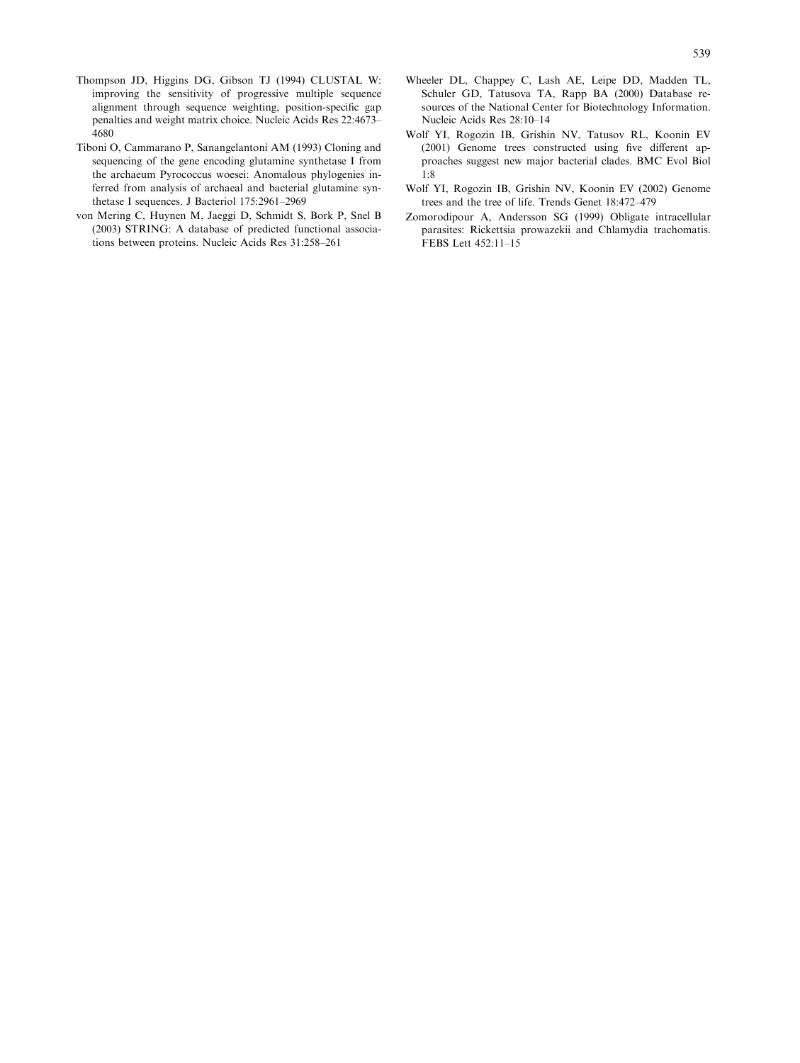Thompson JD, Higgins DG, Gibson TJ (1994) CLUSTAL W: improving the sensitivity of progressive multiple sequence alignment through sequence weighting, position-specific gap penalties and weight matrix choice. Nucleic Acids Res 22:4673–4680

Tiboni O, Cammarano P, Sanangelantoni AM (1993) Cloning and sequencing of the gene encoding glutamine synthetase I from the archaeum Pyrococcus woesei: Anomalous phylogenies inferred from analysis of archaeal and bacterial glutamine synthetase I sequences. J Bacteriol 175:2961–2969

von Mering C, Huynen M, Jaeggi D, Schmidt S, Bork P, Snel B (2003) STRING: A database of predicted functional associations between proteins. Nucleic Acids Res 31:258–261

Wheeler DL, Chappey C, Lash AE, Leipe DD, Madden TL, Schuler GD, Tatusova TA, Rapp BA (2000) Database resources of the National Center for Biotechnology Information. Nucleic Acids Res 28:10–14

Wolf YI, Rogozin IB, Grishin NV, Tatusov RL, Koonin EV (2001) Genome trees constructed using five different approaches suggest new major bacterial clades. BMC Evol Biol 1:8

Wolf YI, Rogozin IB, Grishin NV, Koonin EV (2002) Genome trees and the tree of life. Trends Genet 18:472–479

Zomorodipour A, Andersson SG (1999) Obligate intracellular parasites: Rickettsia prowazekii and Chlamydia trachomatis. FEBS Lett 452:11–15